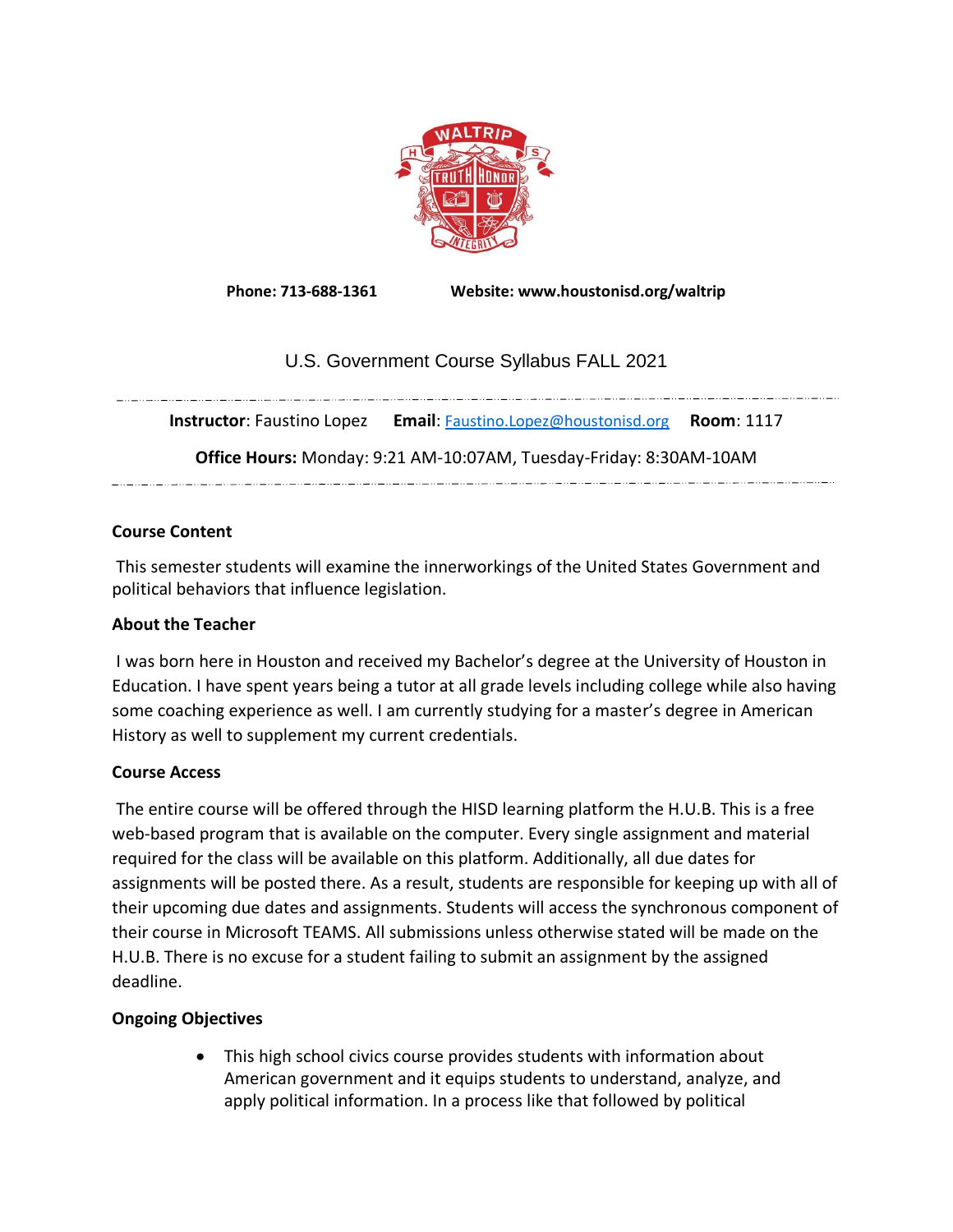Phone: 713-688-1361 Website: www.houstonisd.org/waltrip

# U.S. Government Course Syllabus FALL 2021

**Instructor**: Faustino Lopez **Email**: Faustino.Lopez@houstonisd.org **Room**: 1117

**Office Hours:** Monday: 9:21 AM-10:07AM, Tuesday-Friday: 8:30AM-10AM

### Course Content

This semester students will examine the innerworkings of the United States Government and political behaviors that influence legislation.

### About the Teacher

I was born here in Houston and received my Bachelor's degree at the University of Houston in Education. I have spent years being a tutor at all grade levels including college while also having some coaching experience as well. I am currently studying for a master's degree in American History as well to supplement my current credentials.

### Course Access

The entire course will be offered through the HISD learning platform the H.U.B. This is a free web-based program that is available on the computer. Every single assignment and material required for the class will be available on this platform. Additionally, all due dates for assignments will be posted there. As a result, students are responsible for keeping up with all of their upcoming due dates and assignments. Students will access the synchronous component of their course in Microsoft TEAMS. All submissions unless otherwise stated will be made on the H.U.B. There is no excuse for a student failing to submit an assignment by the assigned deadline.

### Ongoing Objectives

- This high school civics course provides students with information about American government and it equips students to understand, analyze, and apply political information. In a process like that followed by political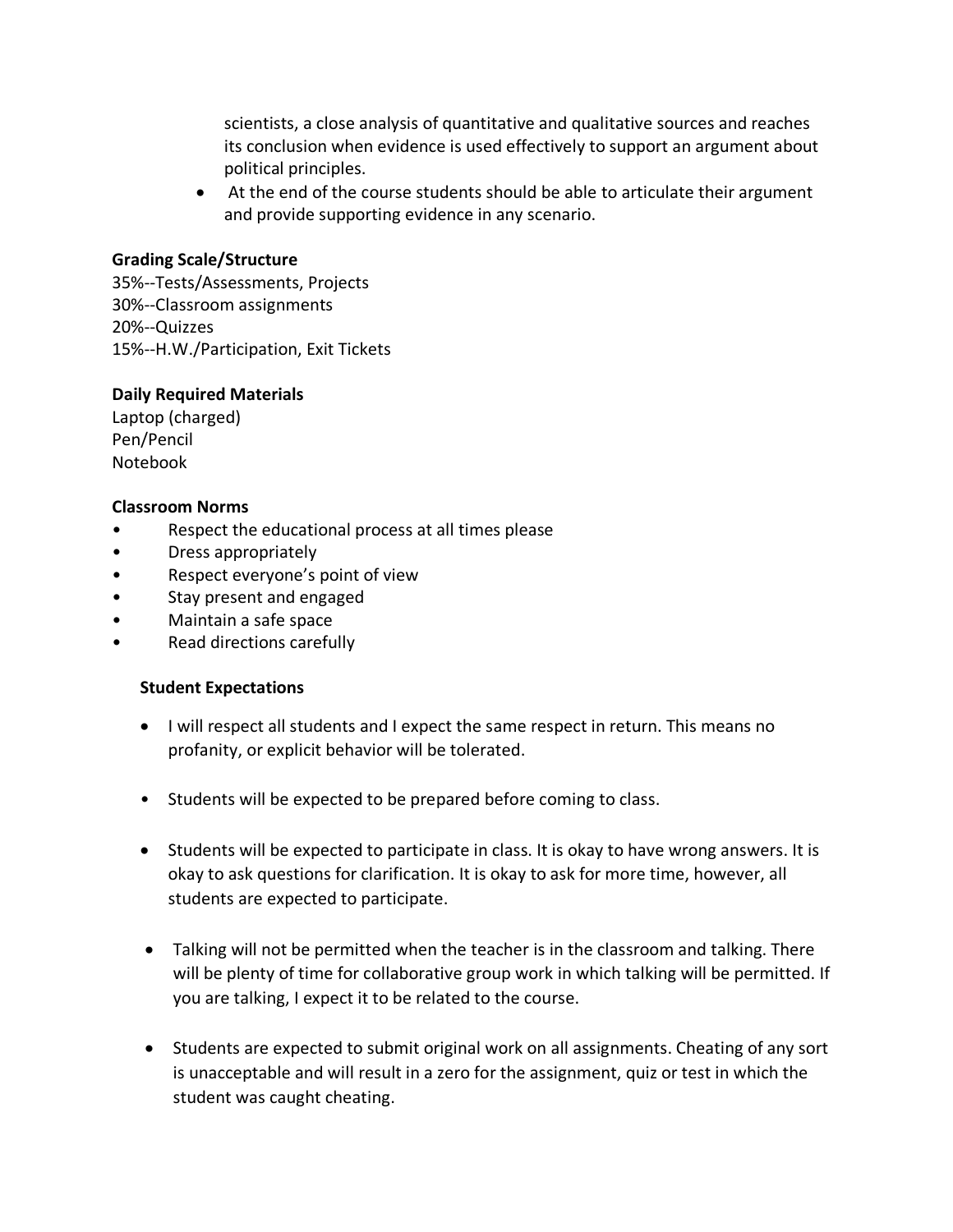scientists, a close analysis of quantitative and qualitative sources and reaches its conclusion when evidence is used effectively to support an argument about political principles.

- At the end of the course students should be able to articulate their argument and provide supporting evidence in any scenario.

**Grading Scale/Structure**

35%--Tests/Assessments, Projects
30%--Classroom assignments
20%--Quizzes
15%--H.W./Participation, Exit Tickets

**Daily Required Materials**

Laptop (charged)
Pen/Pencil
Notebook

**Classroom Norms**

- Respect the educational process at all times please
- Dress appropriately
- Respect everyone's point of view
- Stay present and engaged
- Maintain a safe space
- Read directions carefully

**Student Expectations**

- I will respect all students and I expect the same respect in return. This means no profanity, or explicit behavior will be tolerated.
- Students will be expected to be prepared before coming to class.
- Students will be expected to participate in class. It is okay to have wrong answers. It is okay to ask questions for clarification. It is okay to ask for more time, however, all students are expected to participate.
- Talking will not be permitted when the teacher is in the classroom and talking. There will be plenty of time for collaborative group work in which talking will be permitted. If you are talking, I expect it to be related to the course.
- Students are expected to submit original work on all assignments. Cheating of any sort is unacceptable and will result in a zero for the assignment, quiz or test in which the student was caught cheating.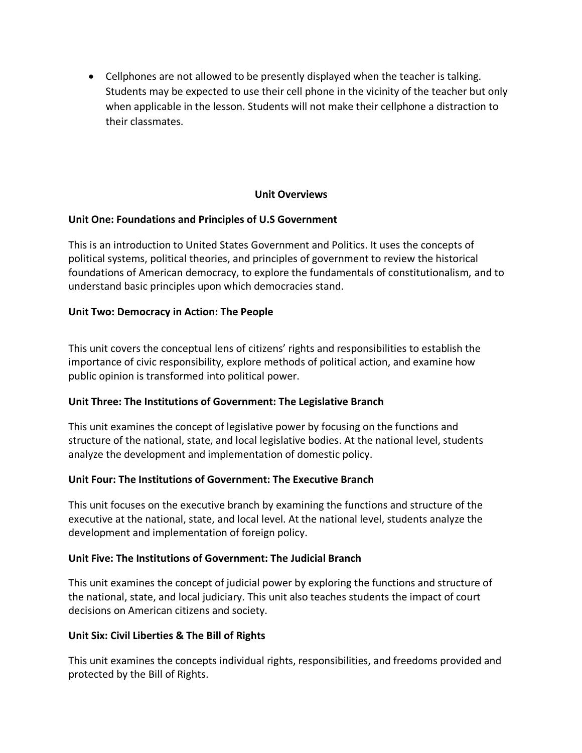- Cellphones are not allowed to be presently displayed when the teacher is talking. Students may be expected to use their cell phone in the vicinity of the teacher but only when applicable in the lesson. Students will not make their cellphone a distraction to their classmates.

## Unit Overviews

**Unit One: Foundations and Principles of U.S Government**

This is an introduction to United States Government and Politics. It uses the concepts of political systems, political theories, and principles of government to review the historical foundations of American democracy, to explore the fundamentals of constitutionalism, and to understand basic principles upon which democracies stand.

**Unit Two: Democracy in Action: The People**

This unit covers the conceptual lens of citizens' rights and responsibilities to establish the importance of civic responsibility, explore methods of political action, and examine how public opinion is transformed into political power.

**Unit Three: The Institutions of Government: The Legislative Branch**

This unit examines the concept of legislative power by focusing on the functions and structure of the national, state, and local legislative bodies. At the national level, students analyze the development and implementation of domestic policy.

**Unit Four: The Institutions of Government: The Executive Branch**

This unit focuses on the executive branch by examining the functions and structure of the executive at the national, state, and local level. At the national level, students analyze the development and implementation of foreign policy.

**Unit Five: The Institutions of Government: The Judicial Branch**

This unit examines the concept of judicial power by exploring the functions and structure of the national, state, and local judiciary. This unit also teaches students the impact of court decisions on American citizens and society.

**Unit Six: Civil Liberties & The Bill of Rights**

This unit examines the concepts individual rights, responsibilities, and freedoms provided and protected by the Bill of Rights.